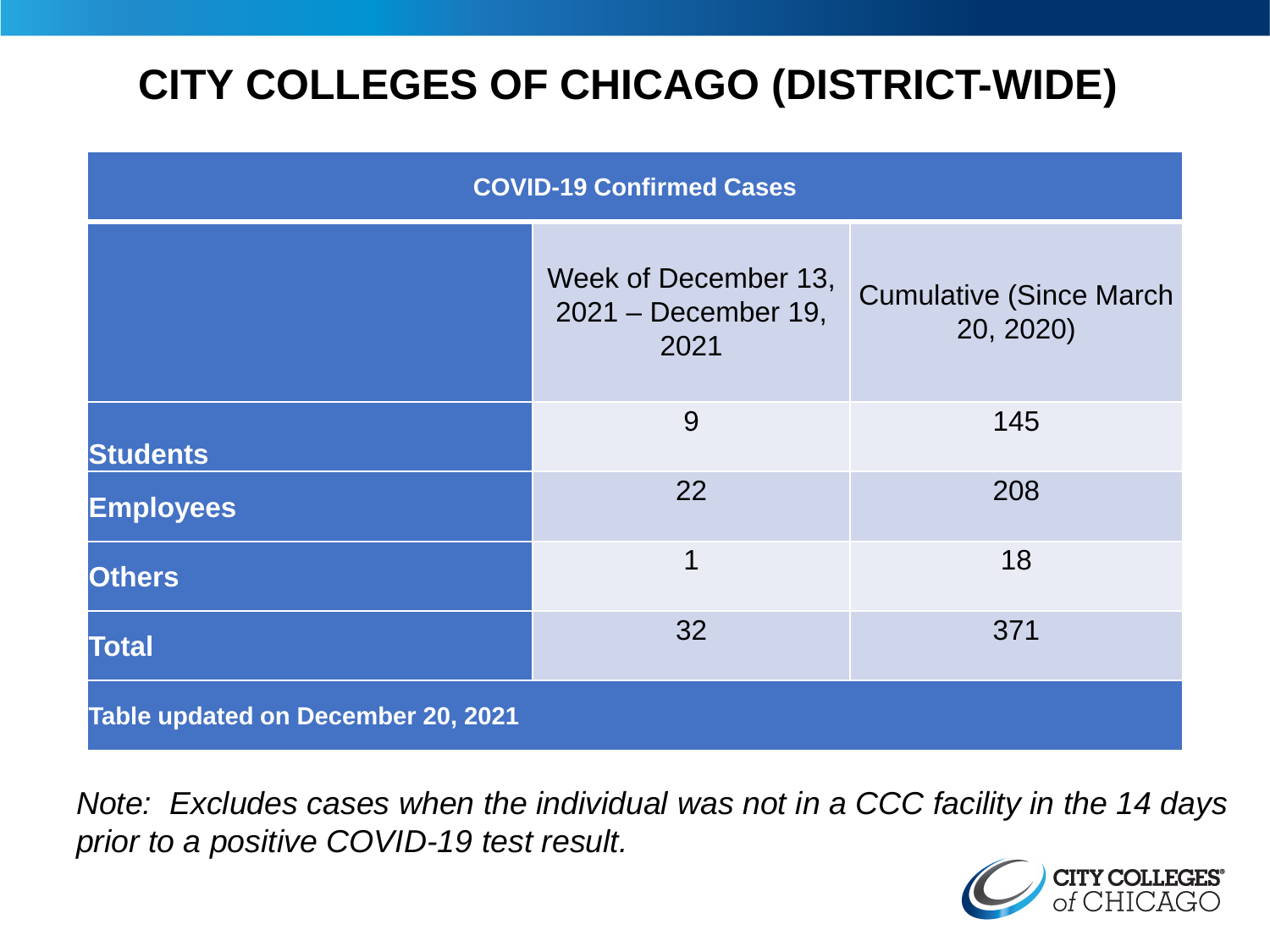# CITY COLLEGES OF CHICAGO (DISTRICT-WIDE)

| COVID-19 Confirmed Cases | | |
|---|---|---|
| | Week of December 13, 2021 – December 19, 2021 | Cumulative (Since March 20, 2020) |
| **Students** | 9 | 145 |
| **Employees** | 22 | 208 |
| **Others** | 1 | 18 |
| **Total** | 32 | 371 |
| **Table updated on December 20, 2021** | | |

*Note: Excludes cases when the individual was not in a CCC facility in the 14 days prior to a positive COVID-19 test result.*

CITY COLLEGES of CHICAGO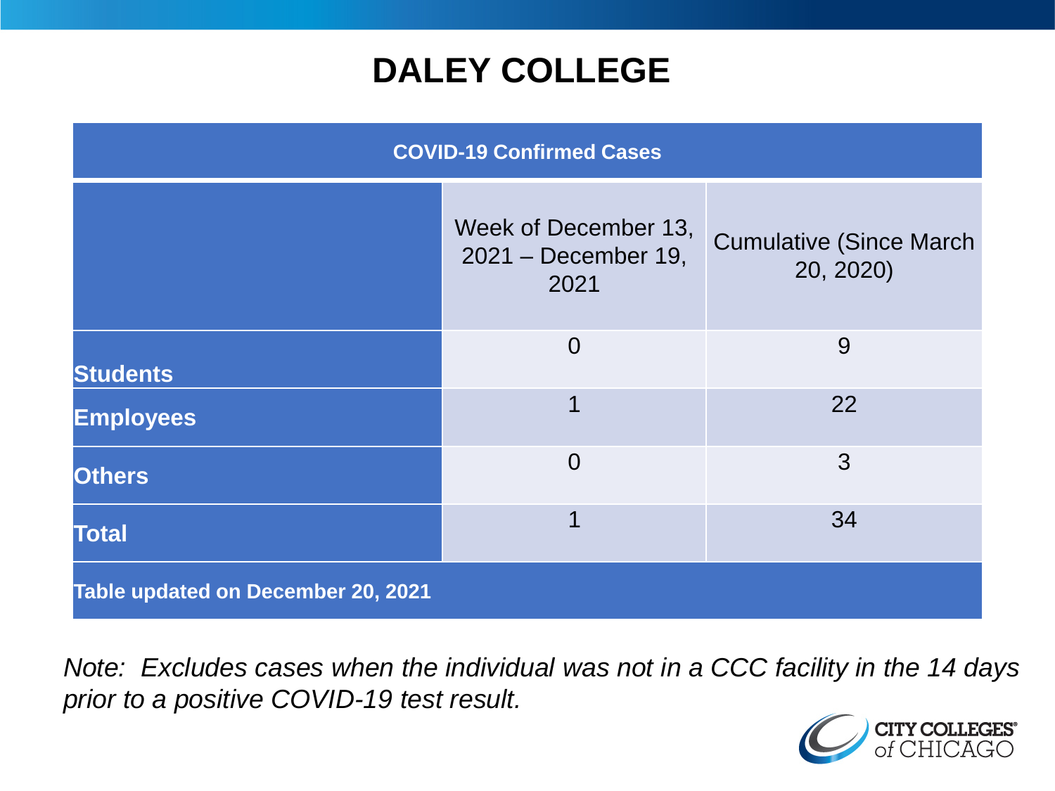# DALEY COLLEGE

| COVID-19 Confirmed Cases | | |
|---|---|---|
| | Week of December 13, 2021 – December 19, 2021 | Cumulative (Since March 20, 2020) |
| **Students** | 0 | 9 |
| **Employees** | 1 | 22 |
| **Others** | 0 | 3 |
| **Total** | 1 | 34 |
| **Table updated on December 20, 2021** | | |

*Note: Excludes cases when the individual was not in a CCC facility in the 14 days prior to a positive COVID-19 test result.*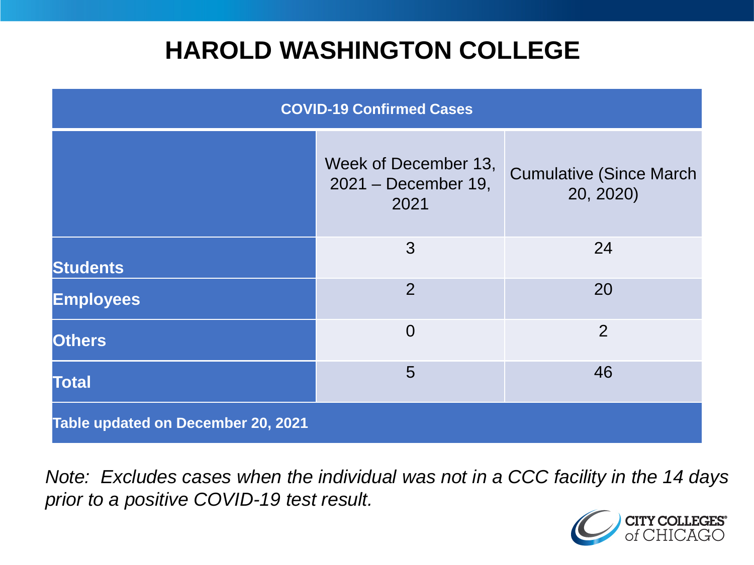# HAROLD WASHINGTON COLLEGE

| COVID-19 Confirmed Cases | | |
|---|---|---|
| | Week of December 13, 2021 – December 19, 2021 | Cumulative (Since March 20, 2020) |
| **Students** | 3 | 24 |
| **Employees** | 2 | 20 |
| **Others** | 0 | 2 |
| **Total** | 5 | 46 |
| **Table updated on December 20, 2021** | | |

*Note: Excludes cases when the individual was not in a CCC facility in the 14 days prior to a positive COVID-19 test result.*

CITY COLLEGES of CHICAGO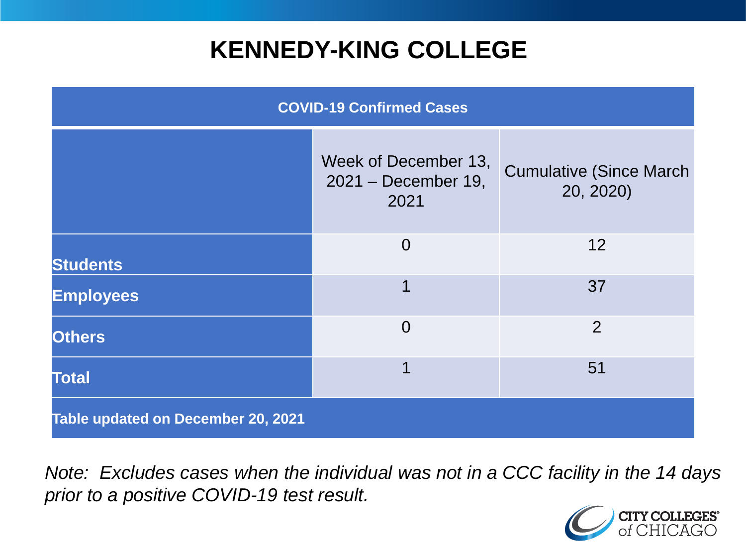# KENNEDY-KING COLLEGE

| COVID-19 Confirmed Cases | | |
|---|---|---|
| | Week of December 13, 2021 – December 19, 2021 | Cumulative (Since March 20, 2020) |
| **Students** | 0 | 12 |
| **Employees** | 1 | 37 |
| **Others** | 0 | 2 |
| **Total** | 1 | 51 |
| **Table updated on December 20, 2021** | | |

*Note: Excludes cases when the individual was not in a CCC facility in the 14 days prior to a positive COVID-19 test result.*

CITY COLLEGES of CHICAGO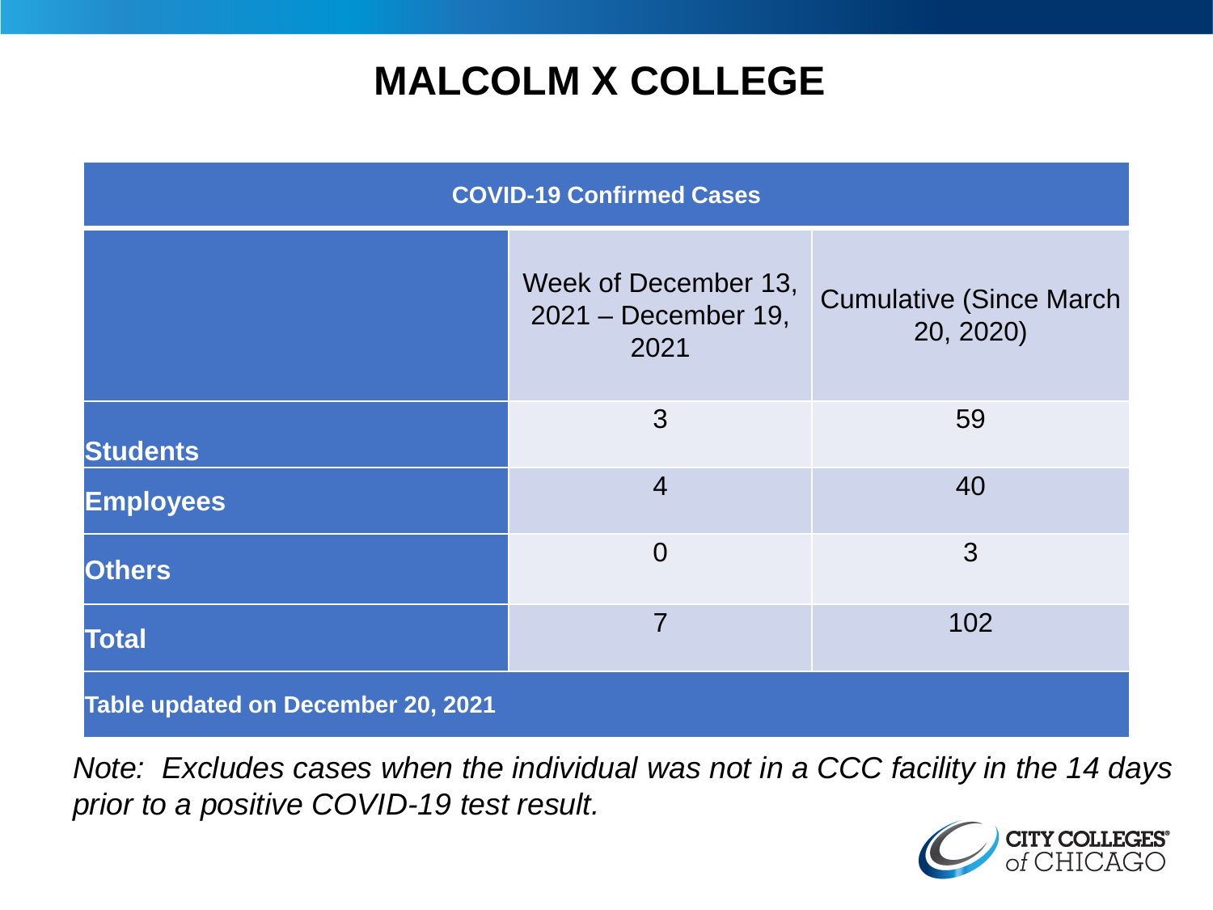# MALCOLM X COLLEGE

| COVID-19 Confirmed Cases | | |
|---|---|---|
| | Week of December 13, 2021 – December 19, 2021 | Cumulative (Since March 20, 2020) |
| **Students** | 3 | 59 |
| **Employees** | 4 | 40 |
| **Others** | 0 | 3 |
| **Total** | 7 | 102 |
| **Table updated on December 20, 2021** | | |

*Note: Excludes cases when the individual was not in a CCC facility in the 14 days prior to a positive COVID-19 test result.*

CITY COLLEGES of CHICAGO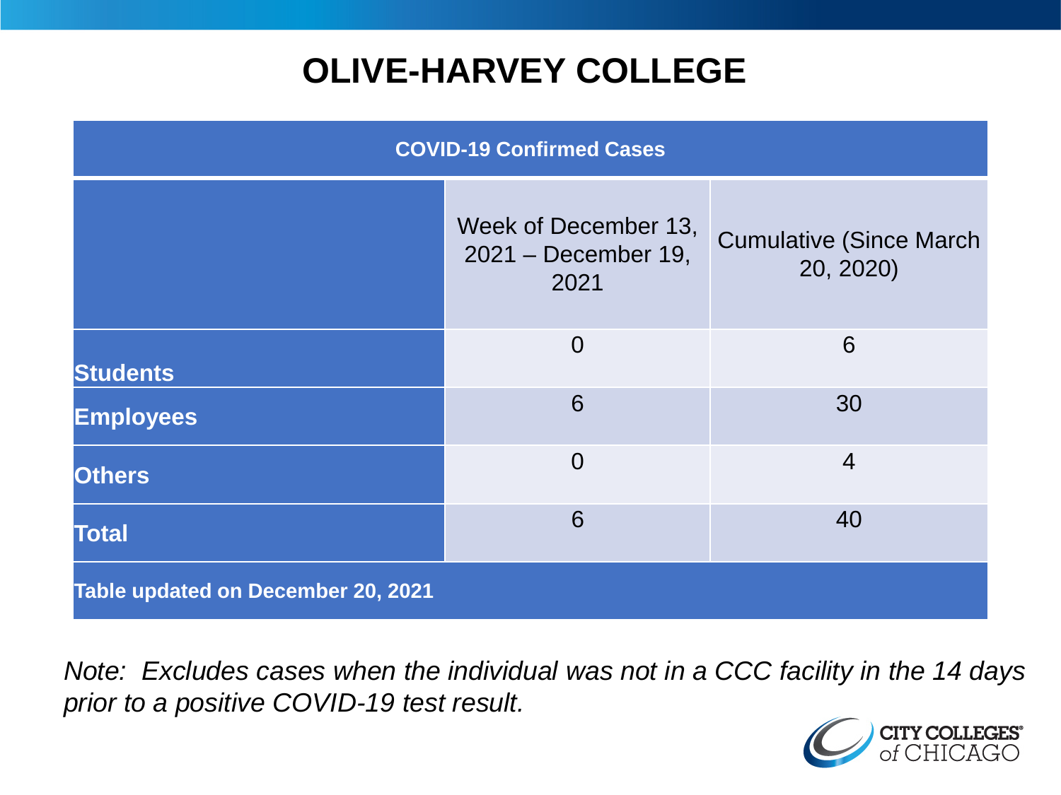# OLIVE-HARVEY COLLEGE

| COVID-19 Confirmed Cases | | |
|---|---|---|
| | Week of December 13, 2021 – December 19, 2021 | Cumulative (Since March 20, 2020) |
| **Students** | 0 | 6 |
| **Employees** | 6 | 30 |
| **Others** | 0 | 4 |
| **Total** | 6 | 40 |
| **Table updated on December 20, 2021** | | |

*Note: Excludes cases when the individual was not in a CCC facility in the 14 days prior to a positive COVID-19 test result.*

CITY COLLEGES of CHICAGO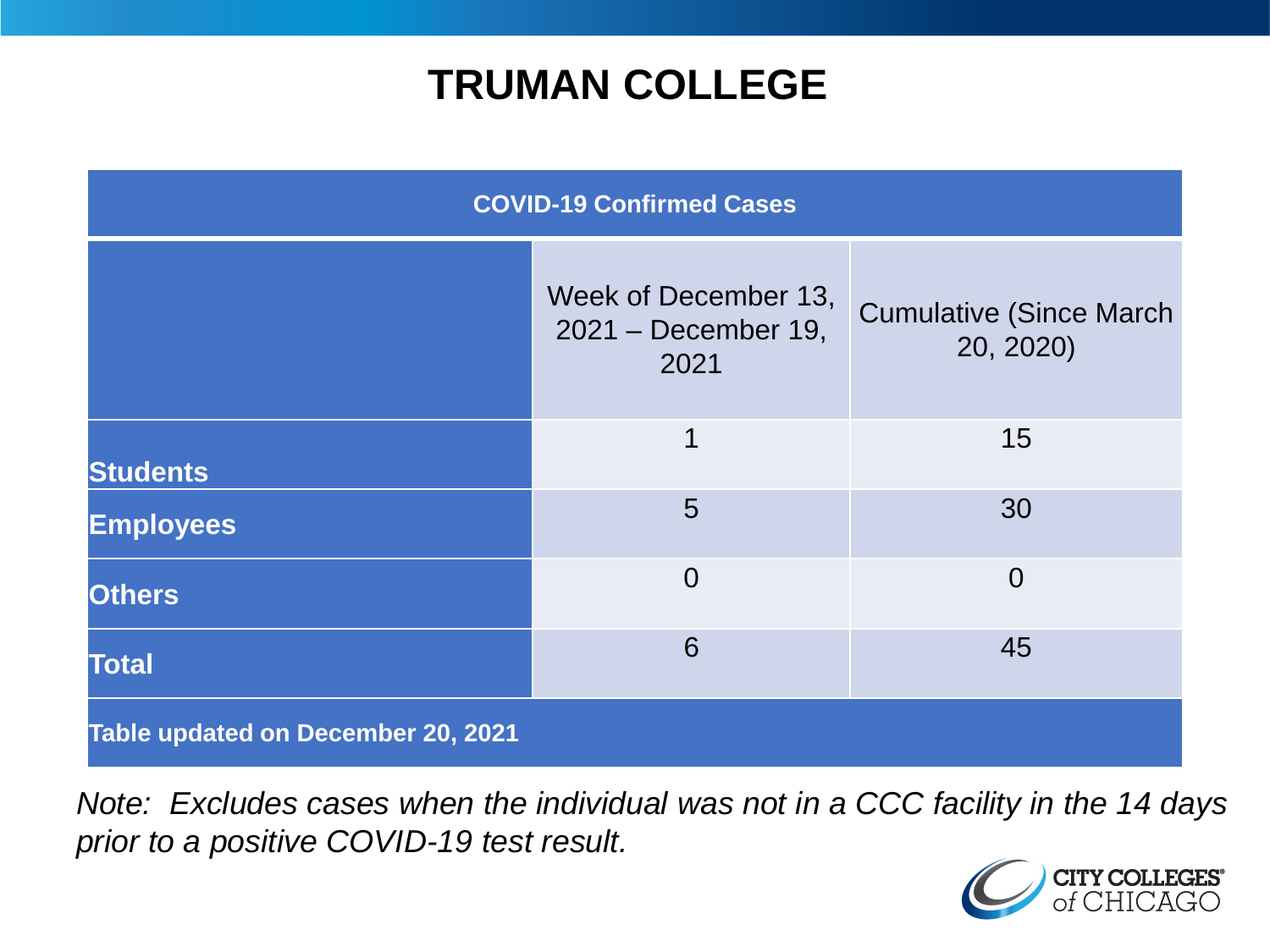# TRUMAN COLLEGE

| COVID-19 Confirmed Cases | | |
|---|---|---|
| | Week of December 13, 2021 – December 19, 2021 | Cumulative (Since March 20, 2020) |
| **Students** | 1 | 15 |
| **Employees** | 5 | 30 |
| **Others** | 0 | 0 |
| **Total** | 6 | 45 |
| **Table updated on December 20, 2021** | | |

*Note: Excludes cases when the individual was not in a CCC facility in the 14 days prior to a positive COVID-19 test result.*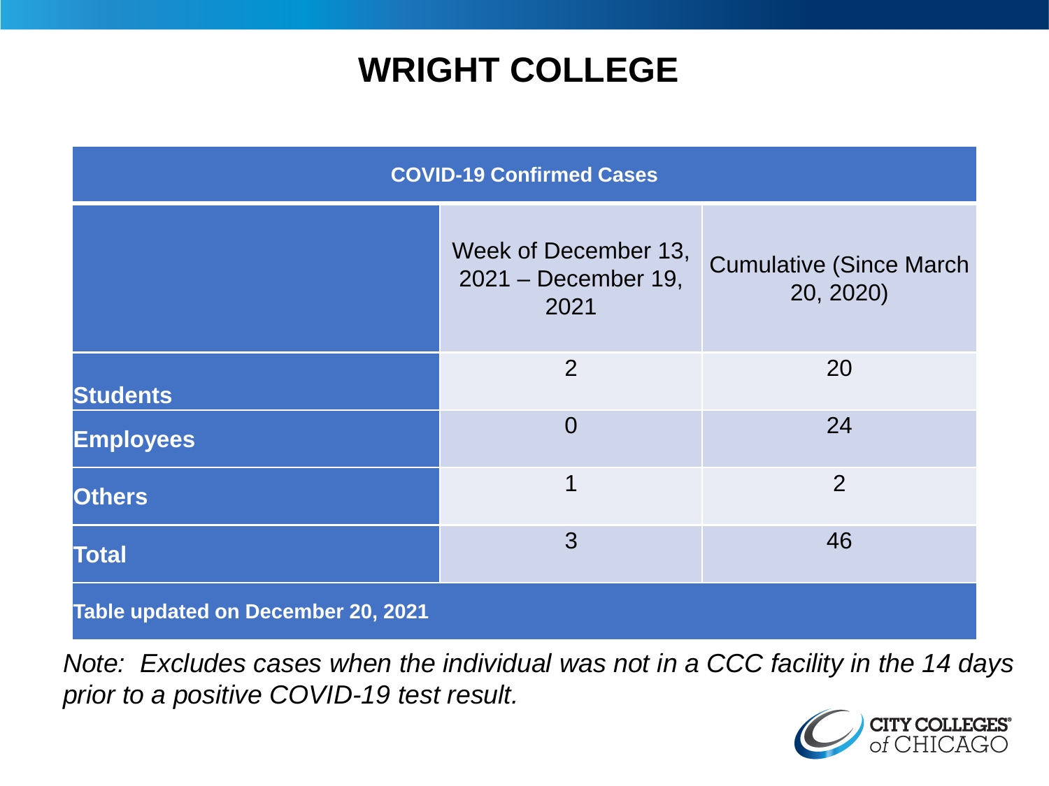# WRIGHT COLLEGE

| COVID-19 Confirmed Cases | | |
|---|---|---|
| | Week of December 13, 2021 – December 19, 2021 | Cumulative (Since March 20, 2020) |
| **Students** | 2 | 20 |
| **Employees** | 0 | 24 |
| **Others** | 1 | 2 |
| **Total** | 3 | 46 |
| **Table updated on December 20, 2021** | | |

*Note: Excludes cases when the individual was not in a CCC facility in the 14 days prior to a positive COVID-19 test result.*

CITY COLLEGES of CHICAGO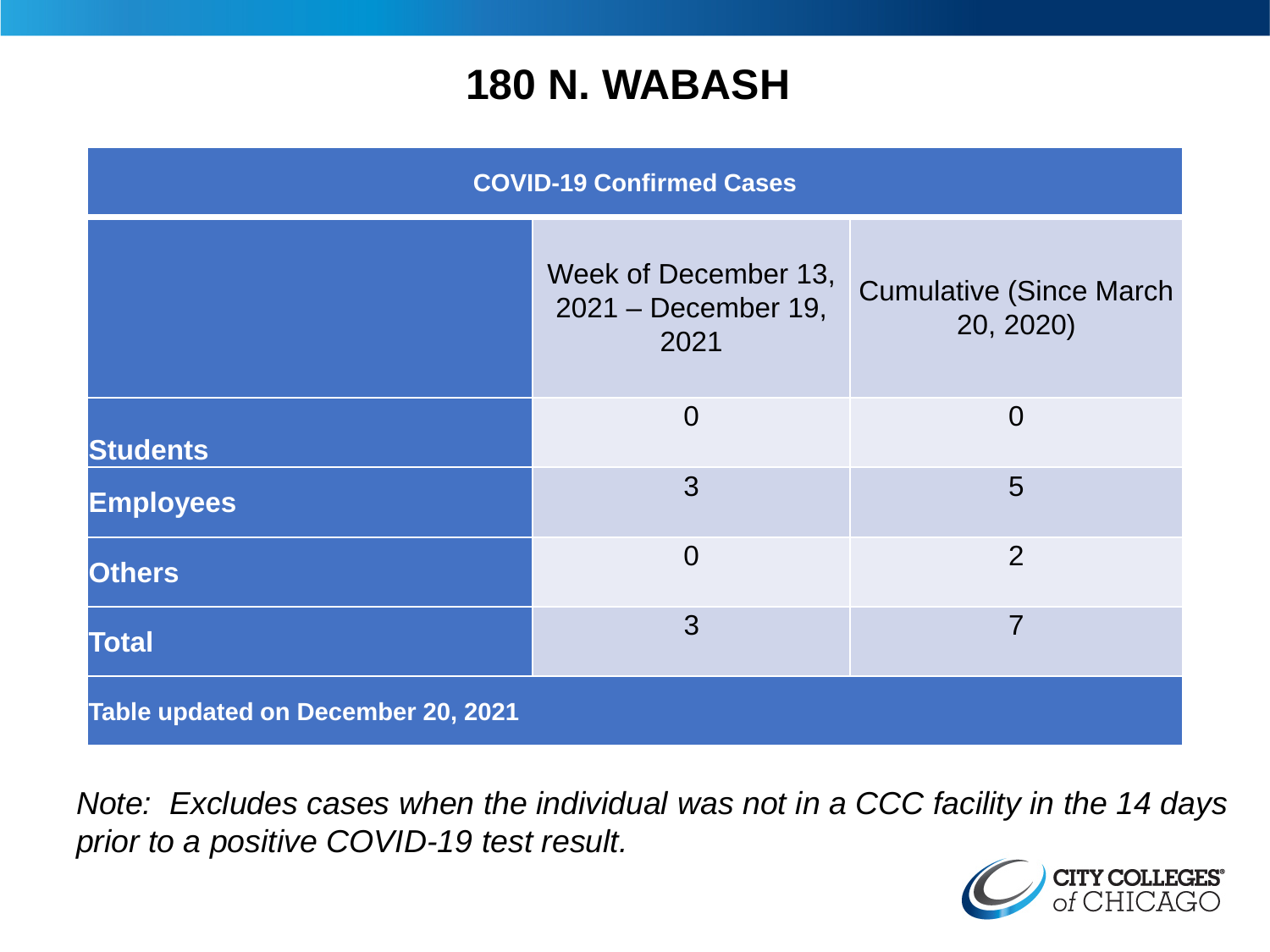# 180 N. WABASH

| COVID-19 Confirmed Cases | | |
|---|---|---|
| | Week of December 13, 2021 – December 19, 2021 | Cumulative (Since March 20, 2020) |
| **Students** | 0 | 0 |
| **Employees** | 3 | 5 |
| **Others** | 0 | 2 |
| **Total** | 3 | 7 |
| **Table updated on December 20, 2021** | | |

*Note: Excludes cases when the individual was not in a CCC facility in the 14 days prior to a positive COVID-19 test result.*

CITY COLLEGES of CHICAGO